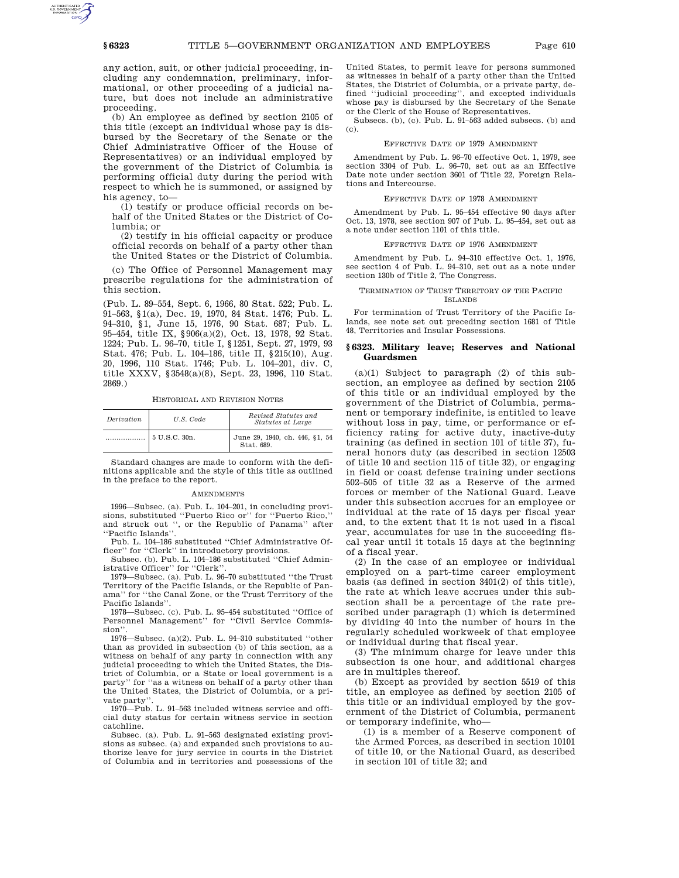any action, suit, or other judicial proceeding, including any condemnation, preliminary, informational, or other proceeding of a judicial nature, but does not include an administrative proceeding.

(b) An employee as defined by section 2105 of this title (except an individual whose pay is disbursed by the Secretary of the Senate or the Chief Administrative Officer of the House of Representatives) or an individual employed by the government of the District of Columbia is performing official duty during the period with respect to which he is summoned, or assigned by his agency, to—

(1) testify or produce official records on behalf of the United States or the District of Columbia; or

(2) testify in his official capacity or produce official records on behalf of a party other than the United States or the District of Columbia.

(c) The Office of Personnel Management may prescribe regulations for the administration of this section.

(Pub. L. 89–554, Sept. 6, 1966, 80 Stat. 522; Pub. L. 91–563, §1(a), Dec. 19, 1970, 84 Stat. 1476; Pub. L. 94–310, §1, June 15, 1976, 90 Stat. 687; Pub. L. 95–454, title IX, §906(a)(2), Oct. 13, 1978, 92 Stat. 1224; Pub. L. 96–70, title I, §1251, Sept. 27, 1979, 93 Stat. 476; Pub. L. 104–186, title II, §215(10), Aug. 20, 1996, 110 Stat. 1746; Pub. L. 104–201, div. C, title XXXV, §3548(a)(8), Sept. 23, 1996, 110 Stat. 2869.)

HISTORICAL AND REVISION NOTES

| Derivation | U.S. Code | Revised Statutes and Statutes at Large |
|---|---|---|
| .................. | 5 U.S.C. 30n. | June 29, 1940, ch. 446, §1, 54 Stat. 689. |

Standard changes are made to conform with the definitions applicable and the style of this title as outlined in the preface to the report.

AMENDMENTS

1996—Subsec. (a). Pub. L. 104–201, in concluding provisions, substituted "Puerto Rico or" for "Puerto Rico," and struck out ", or the Republic of Panama" after "Pacific Islands".

Pub. L. 104–186 substituted "Chief Administrative Officer" for "Clerk" in introductory provisions.

Subsec. (b). Pub. L. 104–186 substituted "Chief Administrative Officer" for "Clerk".

1979—Subsec. (a). Pub. L. 96–70 substituted "the Trust Territory of the Pacific Islands, or the Republic of Panama" for "the Canal Zone, or the Trust Territory of the Pacific Islands".

1978—Subsec. (c). Pub. L. 95–454 substituted "Office of Personnel Management" for "Civil Service Commission".

1976—Subsec. (a)(2). Pub. L. 94–310 substituted "other than as provided in subsection (b) of this section, as a witness on behalf of any party in connection with any judicial proceeding to which the United States, the District of Columbia, or a State or local government is a party" for "as a witness on behalf of a party other than the United States, the District of Columbia, or a private party".

1970—Pub. L. 91–563 included witness service and official duty status for certain witness service in section catchline.

Subsec. (a). Pub. L. 91–563 designated existing provisions as subsec. (a) and expanded such provisions to authorize leave for jury service in courts in the District of Columbia and in territories and possessions of the United States, to permit leave for persons summoned as witnesses in behalf of a party other than the United States, the District of Columbia, or a private party, defined "judicial proceeding", and excepted individuals whose pay is disbursed by the Secretary of the Senate or the Clerk of the House of Representatives.

Subsecs. (b), (c). Pub. L. 91–563 added subsecs. (b) and (c).

EFFECTIVE DATE OF 1979 AMENDMENT

Amendment by Pub. L. 96–70 effective Oct. 1, 1979, see section 3304 of Pub. L. 96–70, set out as an Effective Date note under section 3601 of Title 22, Foreign Relations and Intercourse.

EFFECTIVE DATE OF 1978 AMENDMENT

Amendment by Pub. L. 95–454 effective 90 days after Oct. 13, 1978, see section 907 of Pub. L. 95–454, set out as a note under section 1101 of this title.

EFFECTIVE DATE OF 1976 AMENDMENT

Amendment by Pub. L. 94–310 effective Oct. 1, 1976, see section 4 of Pub. L. 94–310, set out as a note under section 130b of Title 2, The Congress.

TERMINATION OF TRUST TERRITORY OF THE PACIFIC ISLANDS

For termination of Trust Territory of the Pacific Islands, see note set out preceding section 1681 of Title 48, Territories and Insular Possessions.

## §6323. Military leave; Reserves and National Guardsmen

(a)(1) Subject to paragraph (2) of this subsection, an employee as defined by section 2105 of this title or an individual employed by the government of the District of Columbia, permanent or temporary indefinite, is entitled to leave without loss in pay, time, or performance or efficiency rating for active duty, inactive-duty training (as defined in section 101 of title 37), funeral honors duty (as described in section 12503 of title 10 and section 115 of title 32), or engaging in field or coast defense training under sections 502–505 of title 32 as a Reserve of the armed forces or member of the National Guard. Leave under this subsection accrues for an employee or individual at the rate of 15 days per fiscal year and, to the extent that it is not used in a fiscal year, accumulates for use in the succeeding fiscal year until it totals 15 days at the beginning of a fiscal year.

(2) In the case of an employee or individual employed on a part-time career employment basis (as defined in section 3401(2) of this title), the rate at which leave accrues under this subsection shall be a percentage of the rate prescribed under paragraph (1) which is determined by dividing 40 into the number of hours in the regularly scheduled workweek of that employee or individual during that fiscal year.

(3) The minimum charge for leave under this subsection is one hour, and additional charges are in multiples thereof.

(b) Except as provided by section 5519 of this title, an employee as defined by section 2105 of this title or an individual employed by the government of the District of Columbia, permanent or temporary indefinite, who—

(1) is a member of a Reserve component of the Armed Forces, as described in section 10101 of title 10, or the National Guard, as described in section 101 of title 32; and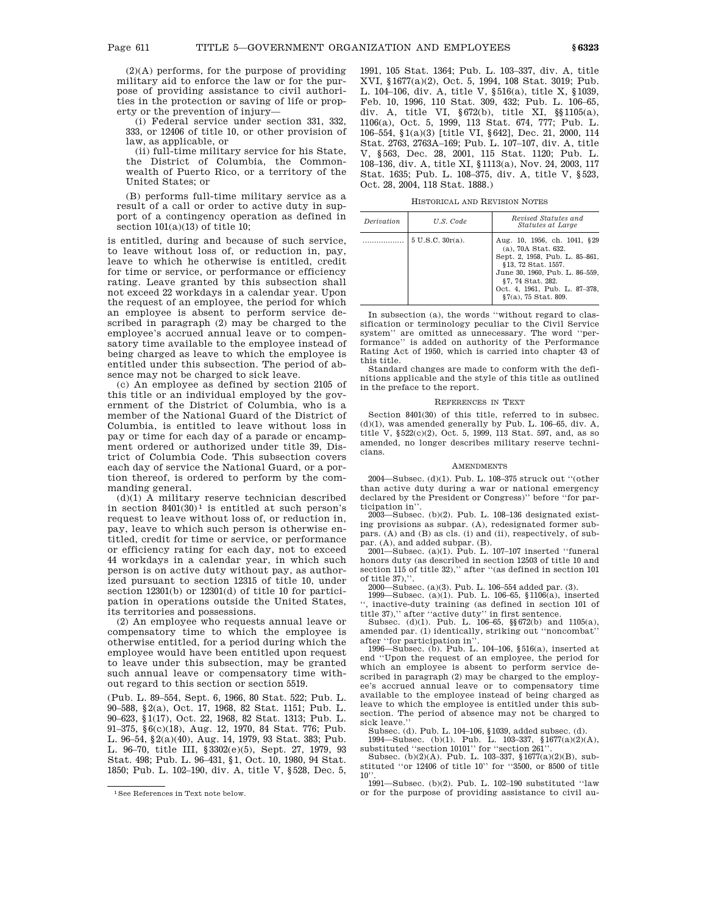(2)(A) performs, for the purpose of providing military aid to enforce the law or for the purpose of providing assistance to civil authorities in the protection or saving of life or property or the prevention of injury—

(i) Federal service under section 331, 332, 333, or 12406 of title 10, or other provision of law, as applicable, or

(ii) full-time military service for his State, the District of Columbia, the Commonwealth of Puerto Rico, or a territory of the United States; or

(B) performs full-time military service as a result of a call or order to active duty in support of a contingency operation as defined in section 101(a)(13) of title 10;

is entitled, during and because of such service, to leave without loss of, or reduction in, pay, leave to which he otherwise is entitled, credit for time or service, or performance or efficiency rating. Leave granted by this subsection shall not exceed 22 workdays in a calendar year. Upon the request of an employee, the period for which an employee is absent to perform service described in paragraph (2) may be charged to the employee's accrued annual leave or to compensatory time available to the employee instead of being charged as leave to which the employee is entitled under this subsection. The period of absence may not be charged to sick leave.

(c) An employee as defined by section 2105 of this title or an individual employed by the government of the District of Columbia, who is a member of the National Guard of the District of Columbia, is entitled to leave without loss in pay or time for each day of a parade or encampment ordered or authorized under title 39, District of Columbia Code. This subsection covers each day of service the National Guard, or a portion thereof, is ordered to perform by the commanding general.

(d)(1) A military reserve technician described in section 8401(30)[1] is entitled at such person's request to leave without loss of, or reduction in, pay, leave to which such person is otherwise entitled, credit for time or service, or performance or efficiency rating for each day, not to exceed 44 workdays in a calendar year, in which such person is on active duty without pay, as authorized pursuant to section 12315 of title 10, under section 12301(b) or 12301(d) of title 10 for participation in operations outside the United States, its territories and possessions.

(2) An employee who requests annual leave or compensatory time to which the employee is otherwise entitled, for a period during which the employee would have been entitled upon request to leave under this subsection, may be granted such annual leave or compensatory time without regard to this section or section 5519.

(Pub. L. 89–554, Sept. 6, 1966, 80 Stat. 522; Pub. L. 90–588, §2(a), Oct. 17, 1968, 82 Stat. 1151; Pub. L. 90–623, §1(17), Oct. 22, 1968, 82 Stat. 1313; Pub. L. 91–375, §6(c)(18), Aug. 12, 1970, 84 Stat. 776; Pub. L. 96–54, §2(a)(40), Aug. 14, 1979, 93 Stat. 383; Pub. L. 96–70, title III, §3302(e)(5), Sept. 27, 1979, 93 Stat. 498; Pub. L. 96–431, §1, Oct. 10, 1980, 94 Stat. 1850; Pub. L. 102–190, div. A, title V, §528, Dec. 5, 1991, 105 Stat. 1364; Pub. L. 103–337, div. A, title XVI, §1677(a)(2), Oct. 5, 1994, 108 Stat. 3019; Pub. L. 104–106, div. A, title V, §516(a), title X, §1039, Feb. 10, 1996, 110 Stat. 309, 432; Pub. L. 106–65, div. A, title VI, §672(b), title XI, §§1105(a), 1106(a), Oct. 5, 1999, 113 Stat. 674, 777; Pub. L. 106–554, §1(a)(3) [title VI, §642], Dec. 21, 2000, 114 Stat. 2763, 2763A–169; Pub. L. 107–107, div. A, title V, §563, Dec. 28, 2001, 115 Stat. 1120; Pub. L. 108–136, div. A, title XI, §1113(a), Nov. 24, 2003, 117 Stat. 1635; Pub. L. 108–375, div. A, title V, §523, Oct. 28, 2004, 118 Stat. 1888.)

[1] See References in Text note below.

HISTORICAL AND REVISION NOTES

| *Derivation* | *U.S. Code* | *Revised Statutes and Statutes at Large* |
|---|---|---|
| .................. | 5 U.S.C. 30r(a). | Aug. 10, 1956, ch. 1041, §29 (a), 70A Stat. 632. Sept. 2, 1958, Pub. L. 85–861, §13, 72 Stat. 1557. June 30, 1960, Pub. L. 86–559, §7, 74 Stat. 282. Oct. 4, 1961, Pub. L. 87–378, §7(a), 75 Stat. 809. |

In subsection (a), the words "without regard to classification or terminology peculiar to the Civil Service system" are omitted as unnecessary. The word "performance" is added on authority of the Performance Rating Act of 1950, which is carried into chapter 43 of this title.

Standard changes are made to conform with the definitions applicable and the style of this title as outlined in the preface to the report.

REFERENCES IN TEXT

Section 8401(30) of this title, referred to in subsec. (d)(1), was amended generally by Pub. L. 106–65, div. A, title V, §522(c)(2), Oct. 5, 1999, 113 Stat. 597, and, as so amended, no longer describes military reserve technicians.

AMENDMENTS

2004—Subsec. (d)(1). Pub. L. 108–375 struck out "(other than active duty during a war or national emergency declared by the President or Congress)" before "for participation in".

2003—Subsec. (b)(2). Pub. L. 108–136 designated existing provisions as subpar. (A), redesignated former subpars. (A) and (B) as cls. (i) and (ii), respectively, of subpar. (A), and added subpar. (B).

2001—Subsec. (a)(1). Pub. L. 107–107 inserted "funeral honors duty (as described in section 12503 of title 10 and section 115 of title 32)," after "(as defined in section 101 of title 37),".

2000—Subsec. (a)(3). Pub. L. 106–554 added par. (3).

1999—Subsec. (a)(1). Pub. L. 106–65, §1106(a), inserted ", inactive-duty training (as defined in section 101 of title 37)," after "active duty" in first sentence.

Subsec. (d)(1). Pub. L. 106–65, §§672(b) and 1105(a), amended par. (1) identically, striking out "noncombat" after "for participation in".

1996—Subsec. (b). Pub. L. 104–106, §516(a), inserted at end "Upon the request of an employee, the period for which an employee is absent to perform service described in paragraph (2) may be charged to the employee's accrued annual leave or to compensatory time available to the employee instead of being charged as leave to which the employee is entitled under this subsection. The period of absence may not be charged to sick leave."

Subsec. (d). Pub. L. 104–106, §1039, added subsec. (d).

1994—Subsec. (b)(1). Pub. L. 103–337, §1677(a)(2)(A), substituted "section 10101" for "section 261".

Subsec. (b)(2)(A). Pub. L. 103–337, §1677(a)(2)(B), substituted "or 12406 of title 10" for "3500, or 8500 of title 10".

1991—Subsec. (b)(2). Pub. L. 102–190 substituted "law or for the purpose of providing assistance to civil au-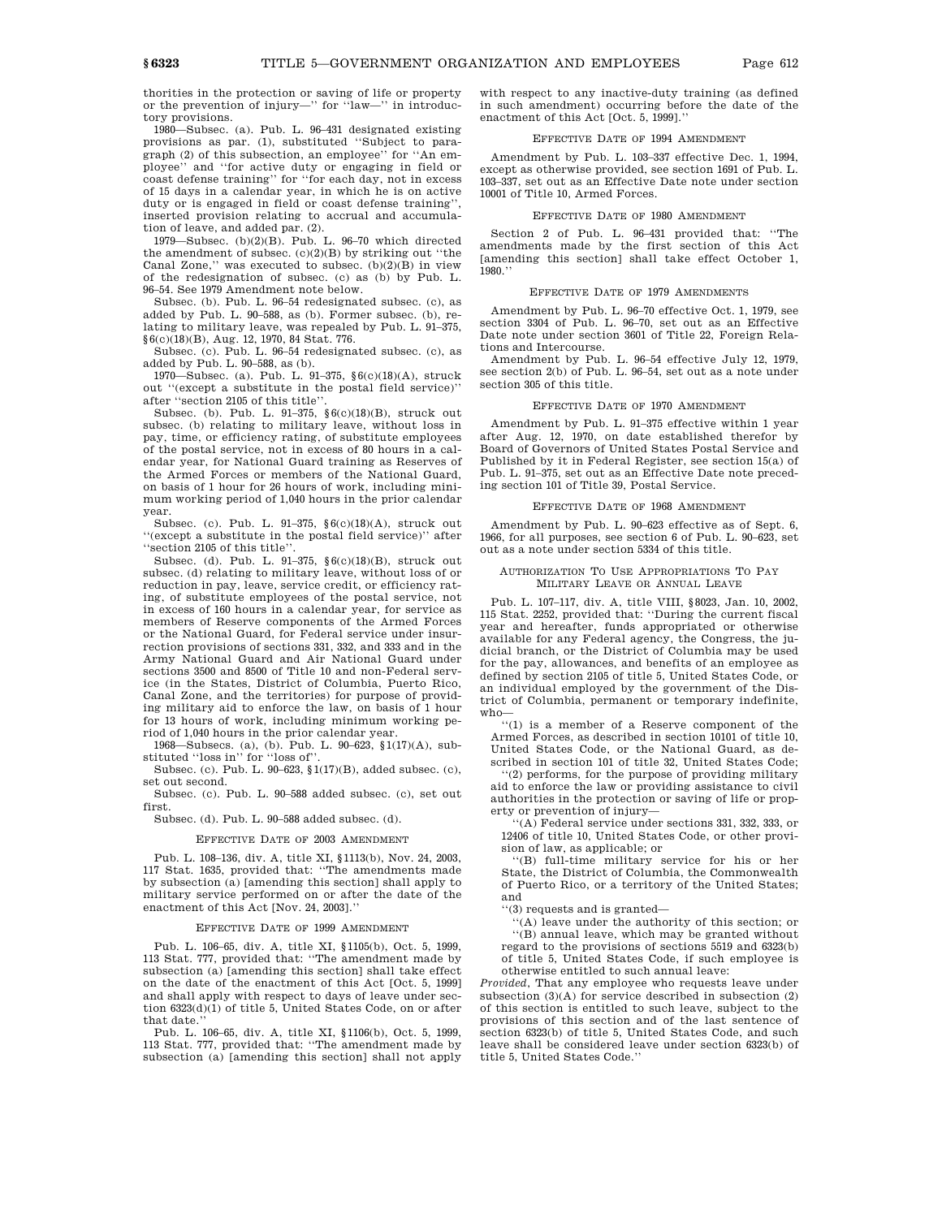thorities in the protection or saving of life or property or the prevention of injury—'' for ''law—'' in introductory provisions.

1980—Subsec. (a). Pub. L. 96–431 designated existing provisions as par. (1), substituted ''Subject to paragraph (2) of this subsection, an employee'' for ''An employee'' and ''for active duty or engaging in field or coast defense training'' for ''for each day, not in excess of 15 days in a calendar year, in which he is on active duty or is engaged in field or coast defense training'', inserted provision relating to accrual and accumulation of leave, and added par. (2).

1979—Subsec. (b)(2)(B). Pub. L. 96–70 which directed the amendment of subsec. (c)(2)(B) by striking out ''the Canal Zone,'' was executed to subsec. (b)(2)(B) in view of the redesignation of subsec. (c) as (b) by Pub. L. 96–54. See 1979 Amendment note below.

Subsec. (b). Pub. L. 96–54 redesignated subsec. (c), as added by Pub. L. 90–588, as (b). Former subsec. (b), relating to military leave, was repealed by Pub. L. 91–375, §6(c)(18)(B), Aug. 12, 1970, 84 Stat. 776.

Subsec. (c). Pub. L. 96–54 redesignated subsec. (c), as added by Pub. L. 90–588, as (b).

1970—Subsec. (a). Pub. L. 91–375, §6(c)(18)(A), struck out ''(except a substitute in the postal field service)'' after ''section 2105 of this title''.

Subsec. (b). Pub. L. 91–375, §6(c)(18)(B), struck out subsec. (b) relating to military leave, without loss in pay, time, or efficiency rating, of substitute employees of the postal service, not in excess of 80 hours in a calendar year, for National Guard training as Reserves of the Armed Forces or members of the National Guard, on basis of 1 hour for 26 hours of work, including minimum working period of 1,040 hours in the prior calendar year.

Subsec. (c). Pub. L. 91–375, §6(c)(18)(A), struck out ''(except a substitute in the postal field service)'' after ''section 2105 of this title''.

Subsec. (d). Pub. L. 91–375, §6(c)(18)(B), struck out subsec. (d) relating to military leave, without loss of or reduction in pay, leave, service credit, or efficiency rating, of substitute employees of the postal service, not in excess of 160 hours in a calendar year, for service as members of Reserve components of the Armed Forces or the National Guard, for Federal service under insurrection provisions of sections 331, 332, and 333 and in the Army National Guard and Air National Guard under sections 3500 and 8500 of Title 10 and non-Federal service (in the States, District of Columbia, Puerto Rico, Canal Zone, and the territories) for purpose of providing military aid to enforce the law, on basis of 1 hour for 13 hours of work, including minimum working period of 1,040 hours in the prior calendar year.

1968—Subsecs. (a), (b). Pub. L. 90–623, §1(17)(A), substituted ''loss in'' for ''loss of''.

Subsec. (c). Pub. L. 90–623, §1(17)(B), added subsec. (c), set out second.

Subsec. (c). Pub. L. 90–588 added subsec. (c), set out first.

Subsec. (d). Pub. L. 90–588 added subsec. (d).

#### Effective Date of 2003 Amendment

Pub. L. 108–136, div. A, title XI, §1113(b), Nov. 24, 2003, 117 Stat. 1635, provided that: ''The amendments made by subsection (a) [amending this section] shall apply to military service performed on or after the date of the enactment of this Act [Nov. 24, 2003].''

#### Effective Date of 1999 Amendment

Pub. L. 106–65, div. A, title XI, §1105(b), Oct. 5, 1999, 113 Stat. 777, provided that: ''The amendment made by subsection (a) [amending this section] shall take effect on the date of the enactment of this Act [Oct. 5, 1999] and shall apply with respect to days of leave under section 6323(d)(1) of title 5, United States Code, on or after that date.''

Pub. L. 106–65, div. A, title XI, §1106(b), Oct. 5, 1999, 113 Stat. 777, provided that: ''The amendment made by subsection (a) [amending this section] shall not apply with respect to any inactive-duty training (as defined in such amendment) occurring before the date of the enactment of this Act [Oct. 5, 1999].''

#### Effective Date of 1994 Amendment

Amendment by Pub. L. 103–337 effective Dec. 1, 1994, except as otherwise provided, see section 1691 of Pub. L. 103–337, set out as an Effective Date note under section 10001 of Title 10, Armed Forces.

#### Effective Date of 1980 Amendment

Section 2 of Pub. L. 96–431 provided that: ''The amendments made by the first section of this Act [amending this section] shall take effect October 1, 1980.''

#### Effective Date of 1979 Amendments

Amendment by Pub. L. 96–70 effective Oct. 1, 1979, see section 3304 of Pub. L. 96–70, set out as an Effective Date note under section 3601 of Title 22, Foreign Relations and Intercourse.

Amendment by Pub. L. 96–54 effective July 12, 1979, see section 2(b) of Pub. L. 96–54, set out as a note under section 305 of this title.

#### Effective Date of 1970 Amendment

Amendment by Pub. L. 91–375 effective within 1 year after Aug. 12, 1970, on date established therefor by Board of Governors of United States Postal Service and Published by it in Federal Register, see section 15(a) of Pub. L. 91–375, set out as an Effective Date note preceding section 101 of Title 39, Postal Service.

#### Effective Date of 1968 Amendment

Amendment by Pub. L. 90–623 effective as of Sept. 6, 1966, for all purposes, see section 6 of Pub. L. 90–623, set out as a note under section 5334 of this title.

#### Authorization To Use Appropriations To Pay Military Leave or Annual Leave

Pub. L. 107–117, div. A, title VIII, §8023, Jan. 10, 2002, 115 Stat. 2252, provided that: ''During the current fiscal year and hereafter, funds appropriated or otherwise available for any Federal agency, the Congress, the judicial branch, or the District of Columbia may be used for the pay, allowances, and benefits of an employee as defined by section 2105 of title 5, United States Code, or an individual employed by the government of the District of Columbia, permanent or temporary indefinite, who—

''(1) is a member of a Reserve component of the Armed Forces, as described in section 10101 of title 10, United States Code, or the National Guard, as described in section 101 of title 32, United States Code;

''(2) performs, for the purpose of providing military aid to enforce the law or providing assistance to civil authorities in the protection or saving of life or property or prevention of injury—

''(A) Federal service under sections 331, 332, 333, or 12406 of title 10, United States Code, or other provision of law, as applicable; or

''(B) full-time military service for his or her State, the District of Columbia, the Commonwealth of Puerto Rico, or a territory of the United States; and

''(3) requests and is granted—

''(A) leave under the authority of this section; or

''(B) annual leave, which may be granted without regard to the provisions of sections 5519 and 6323(b) of title 5, United States Code, if such employee is otherwise entitled to such annual leave:

*Provided*, That any employee who requests leave under subsection (3)(A) for service described in subsection (2) of this section is entitled to such leave, subject to the provisions of this section and of the last sentence of section 6323(b) of title 5, United States Code, and such leave shall be considered leave under section 6323(b) of title 5, United States Code.''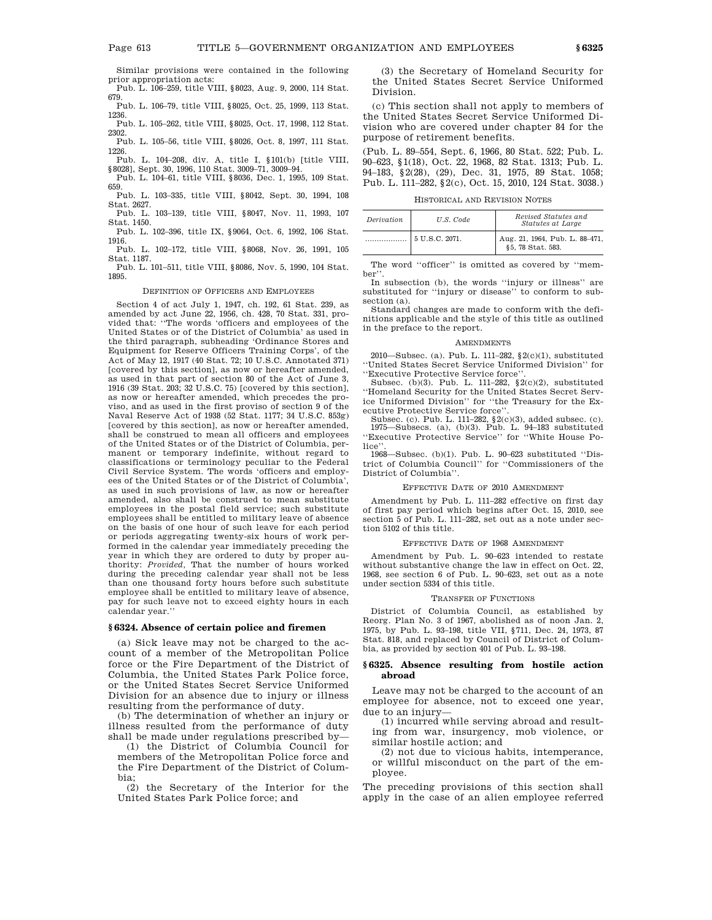Similar provisions were contained in the following prior appropriation acts:

Pub. L. 106–259, title VIII, §8023, Aug. 9, 2000, 114 Stat. 679.

Pub. L. 106–79, title VIII, §8025, Oct. 25, 1999, 113 Stat. 1236.

Pub. L. 105–262, title VIII, §8025, Oct. 17, 1998, 112 Stat. 2302.

Pub. L. 105–56, title VIII, §8026, Oct. 8, 1997, 111 Stat. 1226.

Pub. L. 104–208, div. A, title I, §101(b) [title VIII, §8028], Sept. 30, 1996, 110 Stat. 3009–71, 3009–94.

Pub. L. 104–61, title VIII, §8036, Dec. 1, 1995, 109 Stat. 659.

Pub. L. 103–335, title VIII, §8042, Sept. 30, 1994, 108 Stat. 2627.

Pub. L. 103–139, title VIII, §8047, Nov. 11, 1993, 107 Stat. 1450.

Pub. L. 102–396, title IX, §9064, Oct. 6, 1992, 106 Stat. 1916.

Pub. L. 102–172, title VIII, §8068, Nov. 26, 1991, 105 Stat. 1187.

Pub. L. 101–511, title VIII, §8086, Nov. 5, 1990, 104 Stat. 1895.

DEFINITION OF OFFICERS AND EMPLOYEES

Section 4 of act July 1, 1947, ch. 192, 61 Stat. 239, as amended by act June 22, 1956, ch. 428, 70 Stat. 331, provided that: ''The words 'officers and employees of the United States or of the District of Columbia' as used in the third paragraph, subheading 'Ordinance Stores and Equipment for Reserve Officers Training Corps', of the Act of May 12, 1917 (40 Stat. 72; 10 U.S.C. Annotated 371) [covered by this section], as now or hereafter amended, as used in that part of section 80 of the Act of June 3, 1916 (39 Stat. 203; 32 U.S.C. 75) [covered by this section], as now or hereafter amended, which precedes the proviso, and as used in the first proviso of section 9 of the Naval Reserve Act of 1938 (52 Stat. 1177; 34 U.S.C. 853g) [covered by this section], as now or hereafter amended, shall be construed to mean all officers and employees of the United States or of the District of Columbia, permanent or temporary indefinite, without regard to classifications or terminology peculiar to the Federal Civil Service System. The words 'officers and employees of the United States or of the District of Columbia', as used in such provisions of law, as now or hereafter amended, also shall be construed to mean substitute employees in the postal field service; such substitute employees shall be entitled to military leave of absence on the basis of one hour of such leave for each period or periods aggregating twenty-six hours of work performed in the calendar year immediately preceding the year in which they are ordered to duty by proper authority: *Provided*, That the number of hours worked during the preceding calendar year shall not be less than one thousand forty hours before such substitute employee shall be entitled to military leave of absence, pay for such leave not to exceed eighty hours in each calendar year.''

### § 6324. Absence of certain police and firemen

(a) Sick leave may not be charged to the account of a member of the Metropolitan Police force or the Fire Department of the District of Columbia, the United States Park Police force, or the United States Secret Service Uniformed Division for an absence due to injury or illness resulting from the performance of duty.

(b) The determination of whether an injury or illness resulted from the performance of duty shall be made under regulations prescribed by—

(1) the District of Columbia Council for members of the Metropolitan Police force and the Fire Department of the District of Columbia;

(2) the Secretary of the Interior for the United States Park Police force; and

(3) the Secretary of Homeland Security for the United States Secret Service Uniformed Division.

(c) This section shall not apply to members of the United States Secret Service Uniformed Division who are covered under chapter 84 for the purpose of retirement benefits.

(Pub. L. 89–554, Sept. 6, 1966, 80 Stat. 522; Pub. L. 90–623, §1(18), Oct. 22, 1968, 82 Stat. 1313; Pub. L. 94–183, §2(28), (29), Dec. 31, 1975, 89 Stat. 1058; Pub. L. 111–282, §2(c), Oct. 15, 2010, 124 Stat. 3038.)

HISTORICAL AND REVISION NOTES

| *Derivation* | *U.S. Code* | *Revised Statutes and Statutes at Large* |
|---|---|---|
| .................. | 5 U.S.C. 2071. | Aug. 21, 1964, Pub. L. 88–471, §5, 78 Stat. 583. |

The word ''officer'' is omitted as covered by ''member''.

In subsection (b), the words ''injury or illness'' are substituted for ''injury or disease'' to conform to subsection (a).

Standard changes are made to conform with the definitions applicable and the style of this title as outlined in the preface to the report.

AMENDMENTS

2010—Subsec. (a). Pub. L. 111–282, §2(c)(1), substituted ''United States Secret Service Uniformed Division'' for ''Executive Protective Service force''.

Subsec. (b)(3). Pub. L. 111–282, §2(c)(2), substituted ''Homeland Security for the United States Secret Service Uniformed Division'' for ''the Treasury for the Executive Protective Service force''.

Subsec. (c). Pub. L. 111–282, §2(c)(3), added subsec. (c).

1975—Subsecs. (a), (b)(3). Pub. L. 94–183 substituted ''Executive Protective Service'' for ''White House Police''.

1968—Subsec. (b)(1). Pub. L. 90–623 substituted ''District of Columbia Council'' for ''Commissioners of the District of Columbia''.

EFFECTIVE DATE OF 2010 AMENDMENT

Amendment by Pub. L. 111–282 effective on first day of first pay period which begins after Oct. 15, 2010, see section 5 of Pub. L. 111–282, set out as a note under section 5102 of this title.

EFFECTIVE DATE OF 1968 AMENDMENT

Amendment by Pub. L. 90–623 intended to restate without substantive change the law in effect on Oct. 22, 1968, see section 6 of Pub. L. 90–623, set out as a note under section 5334 of this title.

TRANSFER OF FUNCTIONS

District of Columbia Council, as established by Reorg. Plan No. 3 of 1967, abolished as of noon Jan. 2, 1975, by Pub. L. 93–198, title VII, §711, Dec. 24, 1973, 87 Stat. 818, and replaced by Council of District of Columbia, as provided by section 401 of Pub. L. 93–198.

### § 6325. Absence resulting from hostile action abroad

Leave may not be charged to the account of an employee for absence, not to exceed one year, due to an injury—

(1) incurred while serving abroad and resulting from war, insurgency, mob violence, or similar hostile action; and

(2) not due to vicious habits, intemperance, or willful misconduct on the part of the employee.

The preceding provisions of this section shall apply in the case of an alien employee referred